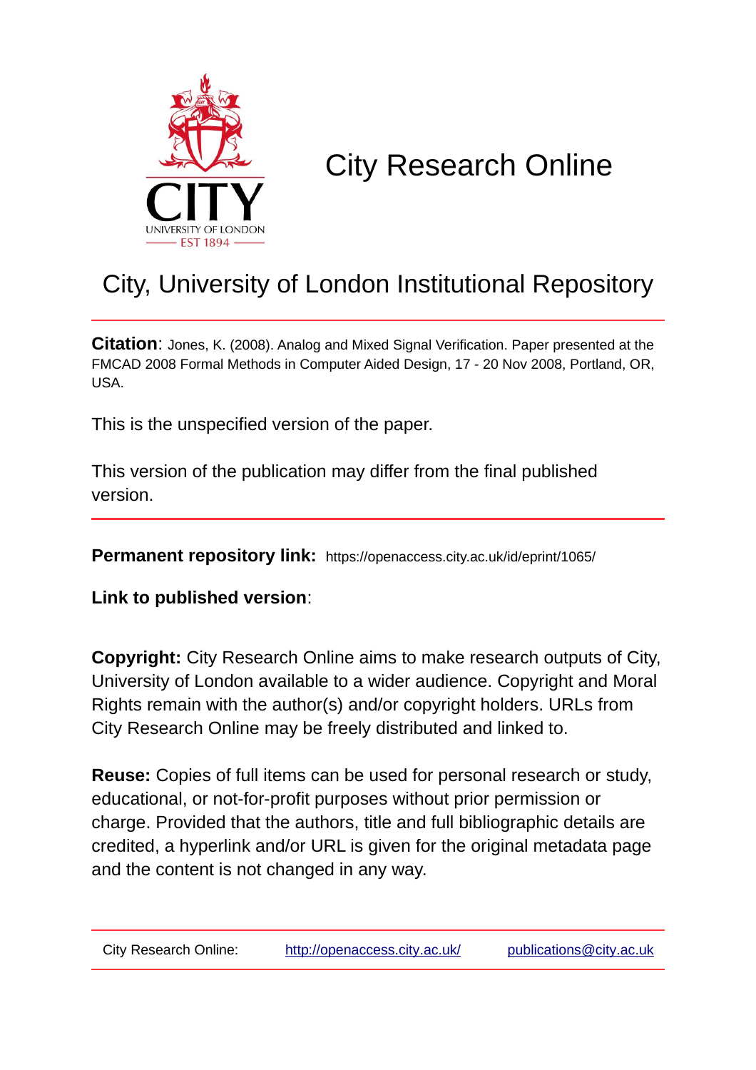# City Research Online

## City, University of London Institutional Repository

**Citation**: Jones, K. (2008). Analog and Mixed Signal Verification. Paper presented at the FMCAD 2008 Formal Methods in Computer Aided Design, 17 - 20 Nov 2008, Portland, OR, USA.

This is the unspecified version of the paper.

This version of the publication may differ from the final published version.

---

**Permanent repository link:** https://openaccess.city.ac.uk/id/eprint/1065/

**Link to published version**:

**Copyright:** City Research Online aims to make research outputs of City, University of London available to a wider audience. Copyright and Moral Rights remain with the author(s) and/or copyright holders. URLs from City Research Online may be freely distributed and linked to.

**Reuse:** Copies of full items can be used for personal research or study, educational, or not-for-profit purposes without prior permission or charge. Provided that the authors, title and full bibliographic details are credited, a hyperlink and/or URL is given for the original metadata page and the content is not changed in any way.

---

City Research Online: http://openaccess.city.ac.uk/ publications@city.ac.uk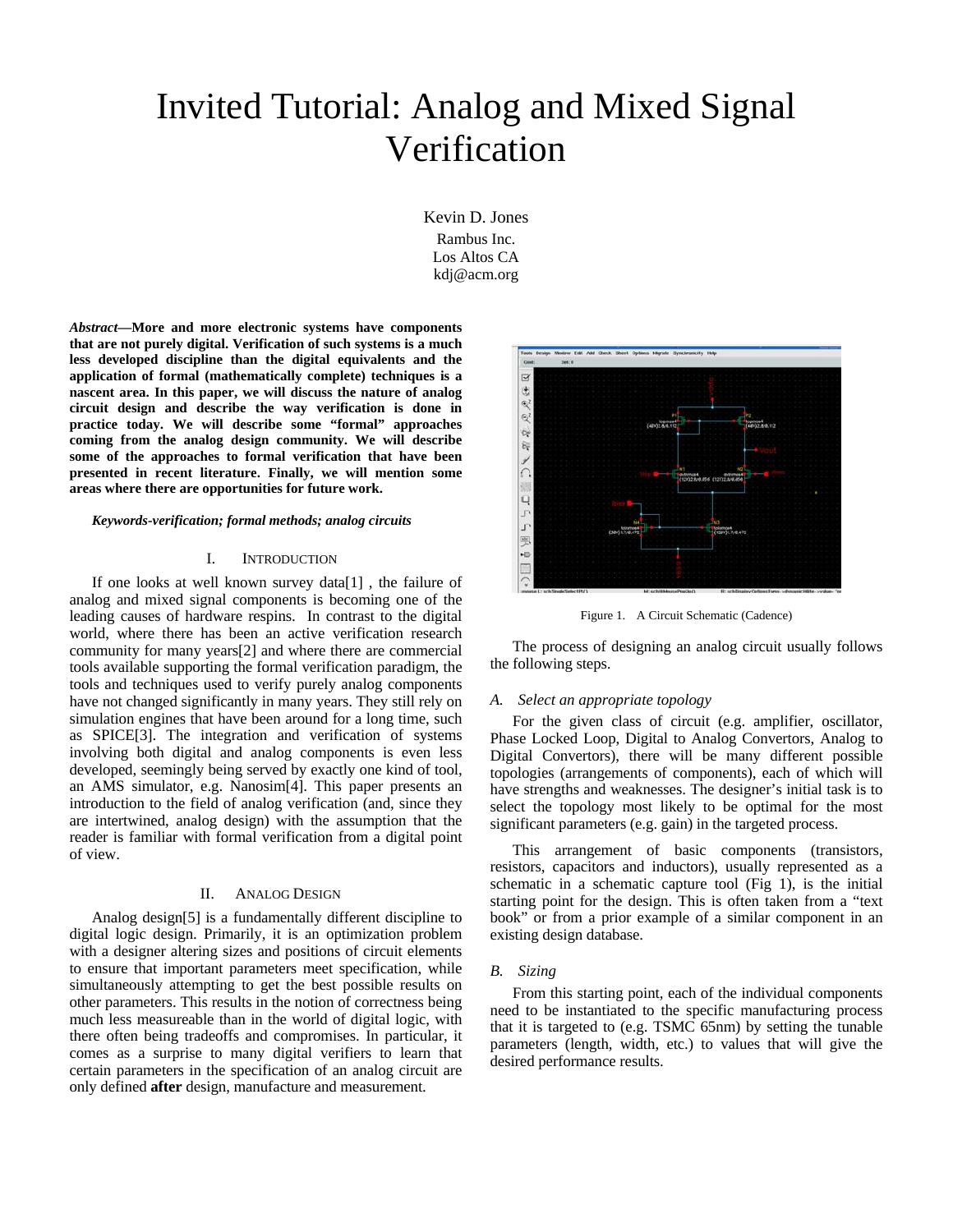# Invited Tutorial: Analog and Mixed Signal Verification

Kevin D. Jones
Rambus Inc.
Los Altos CA
kdj@acm.org

***Abstract*—More and more electronic systems have components that are not purely digital. Verification of such systems is a much less developed discipline than the digital equivalents and the application of formal (mathematically complete) techniques is a nascent area. In this paper, we will discuss the nature of analog circuit design and describe the way verification is done in practice today. We will describe some “formal” approaches coming from the analog design community. We will describe some of the approaches to formal verification that have been presented in recent literature. Finally, we will mention some areas where there are opportunities for future work.**

***Keywords-verification; formal methods; analog circuits***

## I. Introduction

If one looks at well known survey data[1] , the failure of analog and mixed signal components is becoming one of the leading causes of hardware respins. In contrast to the digital world, where there has been an active verification research community for many years[2] and where there are commercial tools available supporting the formal verification paradigm, the tools and techniques used to verify purely analog components have not changed significantly in many years. They still rely on simulation engines that have been around for a long time, such as SPICE[3]. The integration and verification of systems involving both digital and analog components is even less developed, seemingly being served by exactly one kind of tool, an AMS simulator, e.g. Nanosim[4]. This paper presents an introduction to the field of analog verification (and, since they are intertwined, analog design) with the assumption that the reader is familiar with formal verification from a digital point of view.

## II. Analog Design

Analog design[5] is a fundamentally different discipline to digital logic design. Primarily, it is an optimization problem with a designer altering sizes and positions of circuit elements to ensure that important parameters meet specification, while simultaneously attempting to get the best possible results on other parameters. This results in the notion of correctness being much less measureable than in the world of digital logic, with there often being tradeoffs and compromises. In particular, it comes as a surprise to many digital verifiers to learn that certain parameters in the specification of an analog circuit are only defined **after** design, manufacture and measurement.

Figure 1. A Circuit Schematic (Cadence)

The process of designing an analog circuit usually follows the following steps.

### *A. Select an appropriate topology*

For the given class of circuit (e.g. amplifier, oscillator, Phase Locked Loop, Digital to Analog Convertors, Analog to Digital Convertors), there will be many different possible topologies (arrangements of components), each of which will have strengths and weaknesses. The designer’s initial task is to select the topology most likely to be optimal for the most significant parameters (e.g. gain) in the targeted process.

This arrangement of basic components (transistors, resistors, capacitors and inductors), usually represented as a schematic in a schematic capture tool (Fig 1), is the initial starting point for the design. This is often taken from a “text book” or from a prior example of a similar component in an existing design database.

### *B. Sizing*

From this starting point, each of the individual components need to be instantiated to the specific manufacturing process that it is targeted to (e.g. TSMC 65nm) by setting the tunable parameters (length, width, etc.) to values that will give the desired performance results.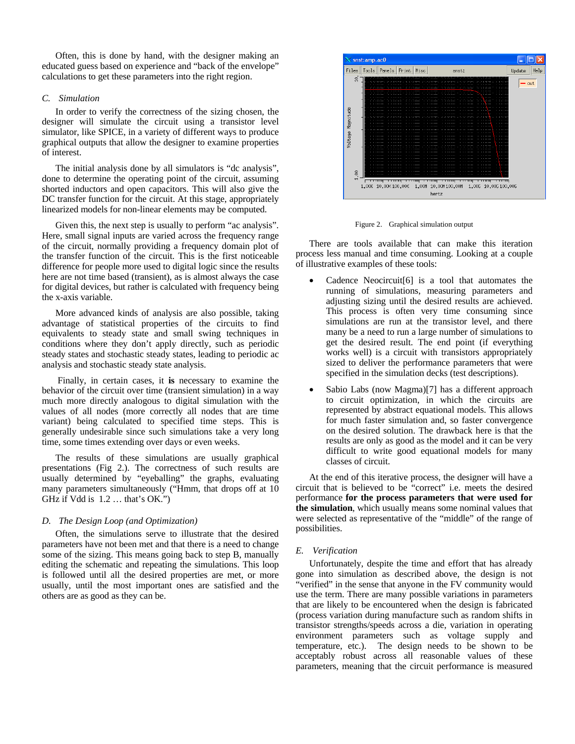Often, this is done by hand, with the designer making an educated guess based on experience and "back of the envelope" calculations to get these parameters into the right region.

### *C. Simulation*

In order to verify the correctness of the sizing chosen, the designer will simulate the circuit using a transistor level simulator, like SPICE, in a variety of different ways to produce graphical outputs that allow the designer to examine properties of interest.

The initial analysis done by all simulators is "dc analysis", done to determine the operating point of the circuit, assuming shorted inductors and open capacitors. This will also give the DC transfer function for the circuit. At this stage, appropriately linearized models for non-linear elements may be computed.

Given this, the next step is usually to perform "ac analysis". Here, small signal inputs are varied across the frequency range of the circuit, normally providing a frequency domain plot of the transfer function of the circuit. This is the first noticeable difference for people more used to digital logic since the results here are not time based (transient), as is almost always the case for digital devices, but rather is calculated with frequency being the x-axis variable.

More advanced kinds of analysis are also possible, taking advantage of statistical properties of the circuits to find equivalents to steady state and small swing techniques in conditions where they don't apply directly, such as periodic steady states and stochastic steady states, leading to periodic ac analysis and stochastic steady state analysis.

Finally, in certain cases, it **is** necessary to examine the behavior of the circuit over time (transient simulation) in a way much more directly analogous to digital simulation with the values of all nodes (more correctly all nodes that are time variant) being calculated to specified time steps. This is generally undesirable since such simulations take a very long time, some times extending over days or even weeks.

The results of these simulations are usually graphical presentations (Fig 2.). The correctness of such results are usually determined by "eyeballing" the graphs, evaluating many parameters simultaneously ("Hmm, that drops off at 10 GHz if Vdd is 1.2 … that's OK.")

### *D. The Design Loop (and Optimization)*

Often, the simulations serve to illustrate that the desired parameters have not been met and that there is a need to change some of the sizing. This means going back to step B, manually editing the schematic and repeating the simulations. This loop is followed until all the desired properties are met, or more usually, until the most important ones are satisfied and the others are as good as they can be.

Figure 2. Graphical simulation output

There are tools available that can make this iteration process less manual and time consuming. Looking at a couple of illustrative examples of these tools:

- Cadence Neocircuit[6] is a tool that automates the running of simulations, measuring parameters and adjusting sizing until the desired results are achieved. This process is often very time consuming since simulations are run at the transistor level, and there many be a need to run a large number of simulations to get the desired result. The end point (if everything works well) is a circuit with transistors appropriately sized to deliver the performance parameters that were specified in the simulation decks (test descriptions).
- Sabio Labs (now Magma)[7] has a different approach to circuit optimization, in which the circuits are represented by abstract equational models. This allows for much faster simulation and, so faster convergence on the desired solution. The drawback here is that the results are only as good as the model and it can be very difficult to write good equational models for many classes of circuit.

At the end of this iterative process, the designer will have a circuit that is believed to be "correct" i.e. meets the desired performance **for the process parameters that were used for the simulation**, which usually means some nominal values that were selected as representative of the "middle" of the range of possibilities.

### *E. Verification*

Unfortunately, despite the time and effort that has already gone into simulation as described above, the design is not "verified" in the sense that anyone in the FV community would use the term. There are many possible variations in parameters that are likely to be encountered when the design is fabricated (process variation during manufacture such as random shifts in transistor strengths/speeds across a die, variation in operating environment parameters such as voltage supply and temperature, etc.). The design needs to be shown to be acceptably robust across all reasonable values of these parameters, meaning that the circuit performance is measured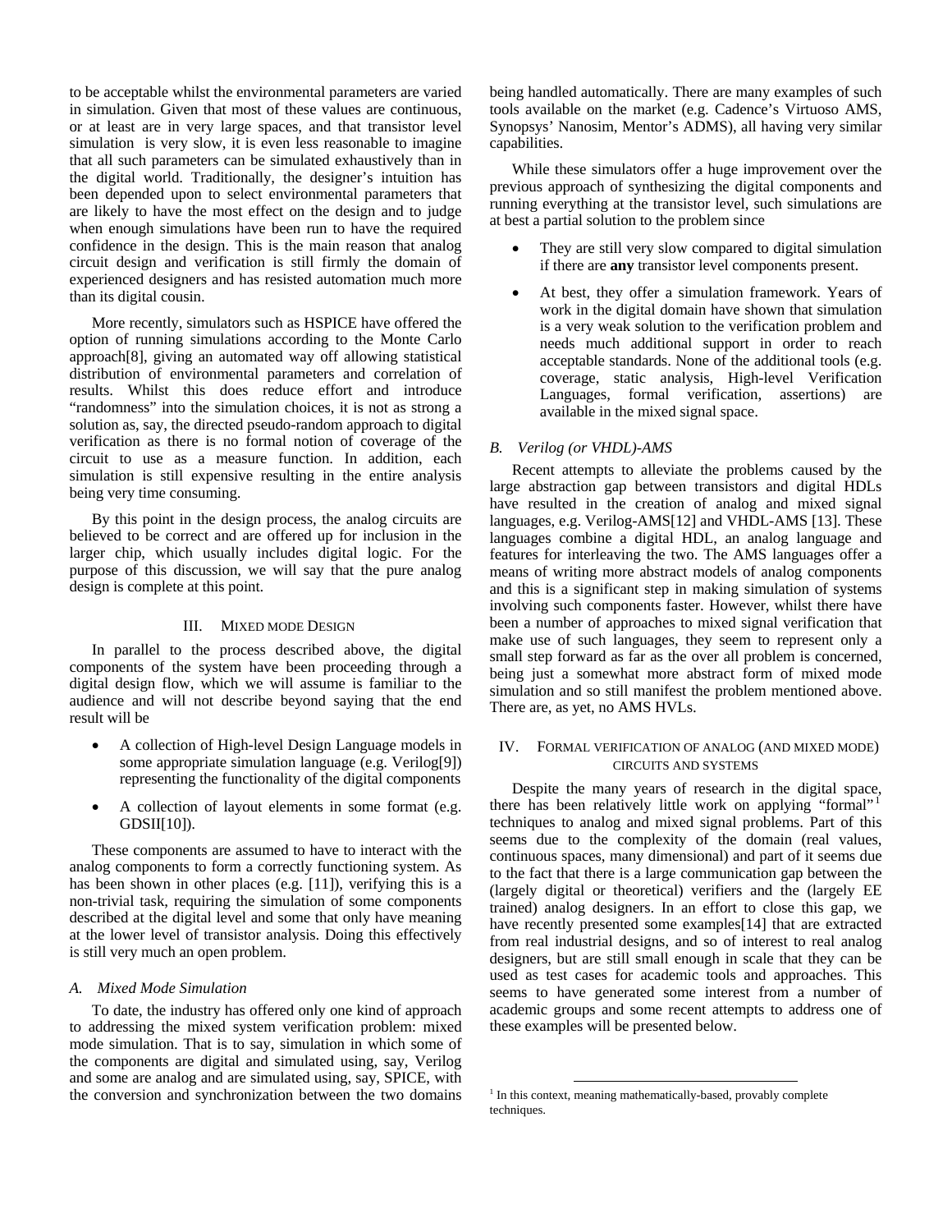to be acceptable whilst the environmental parameters are varied in simulation. Given that most of these values are continuous, or at least are in very large spaces, and that transistor level simulation is very slow, it is even less reasonable to imagine that all such parameters can be simulated exhaustively than in the digital world. Traditionally, the designer's intuition has been depended upon to select environmental parameters that are likely to have the most effect on the design and to judge when enough simulations have been run to have the required confidence in the design. This is the main reason that analog circuit design and verification is still firmly the domain of experienced designers and has resisted automation much more than its digital cousin.

More recently, simulators such as HSPICE have offered the option of running simulations according to the Monte Carlo approach[8], giving an automated way off allowing statistical distribution of environmental parameters and correlation of results. Whilst this does reduce effort and introduce "randomness" into the simulation choices, it is not as strong a solution as, say, the directed pseudo-random approach to digital verification as there is no formal notion of coverage of the circuit to use as a measure function. In addition, each simulation is still expensive resulting in the entire analysis being very time consuming.

By this point in the design process, the analog circuits are believed to be correct and are offered up for inclusion in the larger chip, which usually includes digital logic. For the purpose of this discussion, we will say that the pure analog design is complete at this point.

## III. Mixed mode Design

In parallel to the process described above, the digital components of the system have been proceeding through a digital design flow, which we will assume is familiar to the audience and will not describe beyond saying that the end result will be

- A collection of High-level Design Language models in some appropriate simulation language (e.g. Verilog[9]) representing the functionality of the digital components
- A collection of layout elements in some format (e.g. GDSII[10]).

These components are assumed to have to interact with the analog components to form a correctly functioning system. As has been shown in other places (e.g. [11]), verifying this is a non-trivial task, requiring the simulation of some components described at the digital level and some that only have meaning at the lower level of transistor analysis. Doing this effectively is still very much an open problem.

### A. Mixed Mode Simulation

To date, the industry has offered only one kind of approach to addressing the mixed system verification problem: mixed mode simulation. That is to say, simulation in which some of the components are digital and simulated using, say, Verilog and some are analog and are simulated using, say, SPICE, with the conversion and synchronization between the two domains being handled automatically. There are many examples of such tools available on the market (e.g. Cadence's Virtuoso AMS, Synopsys' Nanosim, Mentor's ADMS), all having very similar capabilities.

While these simulators offer a huge improvement over the previous approach of synthesizing the digital components and running everything at the transistor level, such simulations are at best a partial solution to the problem since

- They are still very slow compared to digital simulation if there are **any** transistor level components present.
- At best, they offer a simulation framework. Years of work in the digital domain have shown that simulation is a very weak solution to the verification problem and needs much additional support in order to reach acceptable standards. None of the additional tools (e.g. coverage, static analysis, High-level Verification Languages, formal verification, assertions) are available in the mixed signal space.

### B. Verilog (or VHDL)-AMS

Recent attempts to alleviate the problems caused by the large abstraction gap between transistors and digital HDLs have resulted in the creation of analog and mixed signal languages, e.g. Verilog-AMS[12] and VHDL-AMS [13]. These languages combine a digital HDL, an analog language and features for interleaving the two. The AMS languages offer a means of writing more abstract models of analog components and this is a significant step in making simulation of systems involving such components faster. However, whilst there have been a number of approaches to mixed signal verification that make use of such languages, they seem to represent only a small step forward as far as the over all problem is concerned, being just a somewhat more abstract form of mixed mode simulation and so still manifest the problem mentioned above. There are, as yet, no AMS HVLs.

## IV. Formal verification of analog (and mixed mode) circuits and systems

Despite the many years of research in the digital space, there has been relatively little work on applying "formal"[1] techniques to analog and mixed signal problems. Part of this seems due to the complexity of the domain (real values, continuous spaces, many dimensional) and part of it seems due to the fact that there is a large communication gap between the (largely digital or theoretical) verifiers and the (largely EE trained) analog designers. In an effort to close this gap, we have recently presented some examples[14] that are extracted from real industrial designs, and so of interest to real analog designers, but are still small enough in scale that they can be used as test cases for academic tools and approaches. This seems to have generated some interest from a number of academic groups and some recent attempts to address one of these examples will be presented below.

[1] In this context, meaning mathematically-based, provably complete techniques.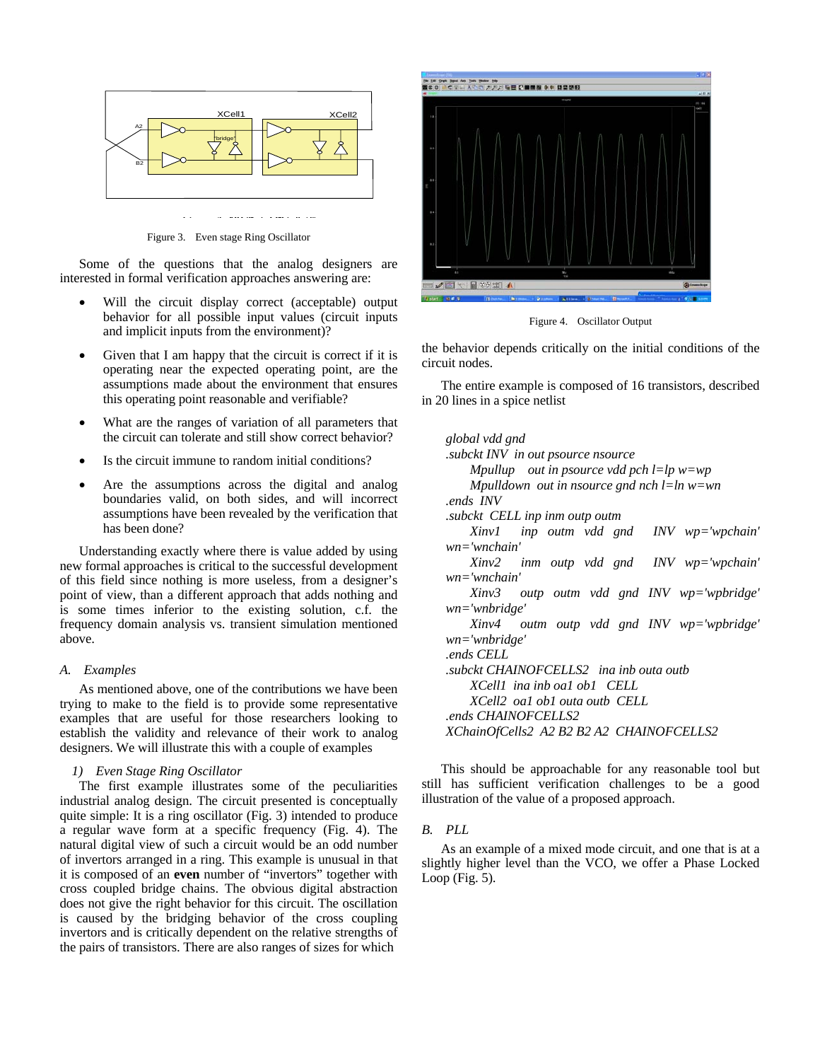Figure 3. Even stage Ring Oscillator

Some of the questions that the analog designers are interested in formal verification approaches answering are:

- Will the circuit display correct (acceptable) output behavior for all possible input values (circuit inputs and implicit inputs from the environment)?
- Given that I am happy that the circuit is correct if it is operating near the expected operating point, are the assumptions made about the environment that ensures this operating point reasonable and verifiable?
- What are the ranges of variation of all parameters that the circuit can tolerate and still show correct behavior?
- Is the circuit immune to random initial conditions?
- Are the assumptions across the digital and analog boundaries valid, on both sides, and will incorrect assumptions have been revealed by the verification that has been done?

Understanding exactly where there is value added by using new formal approaches is critical to the successful development of this field since nothing is more useless, from a designer's point of view, than a different approach that adds nothing and is some times inferior to the existing solution, c.f. the frequency domain analysis vs. transient simulation mentioned above.

### *A. Examples*

As mentioned above, one of the contributions we have been trying to make to the field is to provide some representative examples that are useful for those researchers looking to establish the validity and relevance of their work to analog designers. We will illustrate this with a couple of examples

#### *1) Even Stage Ring Oscillator*

The first example illustrates some of the peculiarities industrial analog design. The circuit presented is conceptually quite simple: It is a ring oscillator (Fig. 3) intended to produce a regular wave form at a specific frequency (Fig. 4). The natural digital view of such a circuit would be an odd number of invertors arranged in a ring. This example is unusual in that it is composed of an **even** number of "invertors" together with cross coupled bridge chains. The obvious digital abstraction does not give the right behavior for this circuit. The oscillation is caused by the bridging behavior of the cross coupling invertors and is critically dependent on the relative strengths of the pairs of transistors. There are also ranges of sizes for which the behavior depends critically on the initial conditions of the circuit nodes.

Figure 4. Oscillator Output

The entire example is composed of 16 transistors, described in 20 lines in a spice netlist

```
global vdd gnd
.subckt INV  in out psource nsource
     Mpullup    out in psource vdd pch l=lp w=wp
     Mpulldown  out in nsource gnd nch l=ln w=wn
.ends  INV
.subckt  CELL inp inm outp outm
     Xinv1    inp  outm  vdd  gnd    INV  wp='wpchain' wn='wnchain'
     Xinv2    inm  outp  vdd  gnd    INV  wp='wpchain' wn='wnchain'
     Xinv3    outp  outm  vdd  gnd  INV  wp='wpbridge' wn='wnbridge'
     Xinv4    outm  outp  vdd  gnd  INV  wp='wpbridge' wn='wnbridge'
.ends CELL
.subckt CHAINOFCELLS2   ina inb outa outb
     XCell1  ina inb oa1 ob1   CELL
     XCell2  oa1 ob1 outa outb  CELL
.ends CHAINOFCELLS2
XChainOfCells2  A2 B2 B2 A2  CHAINOFCELLS2
```

This should be approachable for any reasonable tool but still has sufficient verification challenges to be a good illustration of the value of a proposed approach.

### *B. PLL*

As an example of a mixed mode circuit, and one that is at a slightly higher level than the VCO, we offer a Phase Locked Loop (Fig. 5).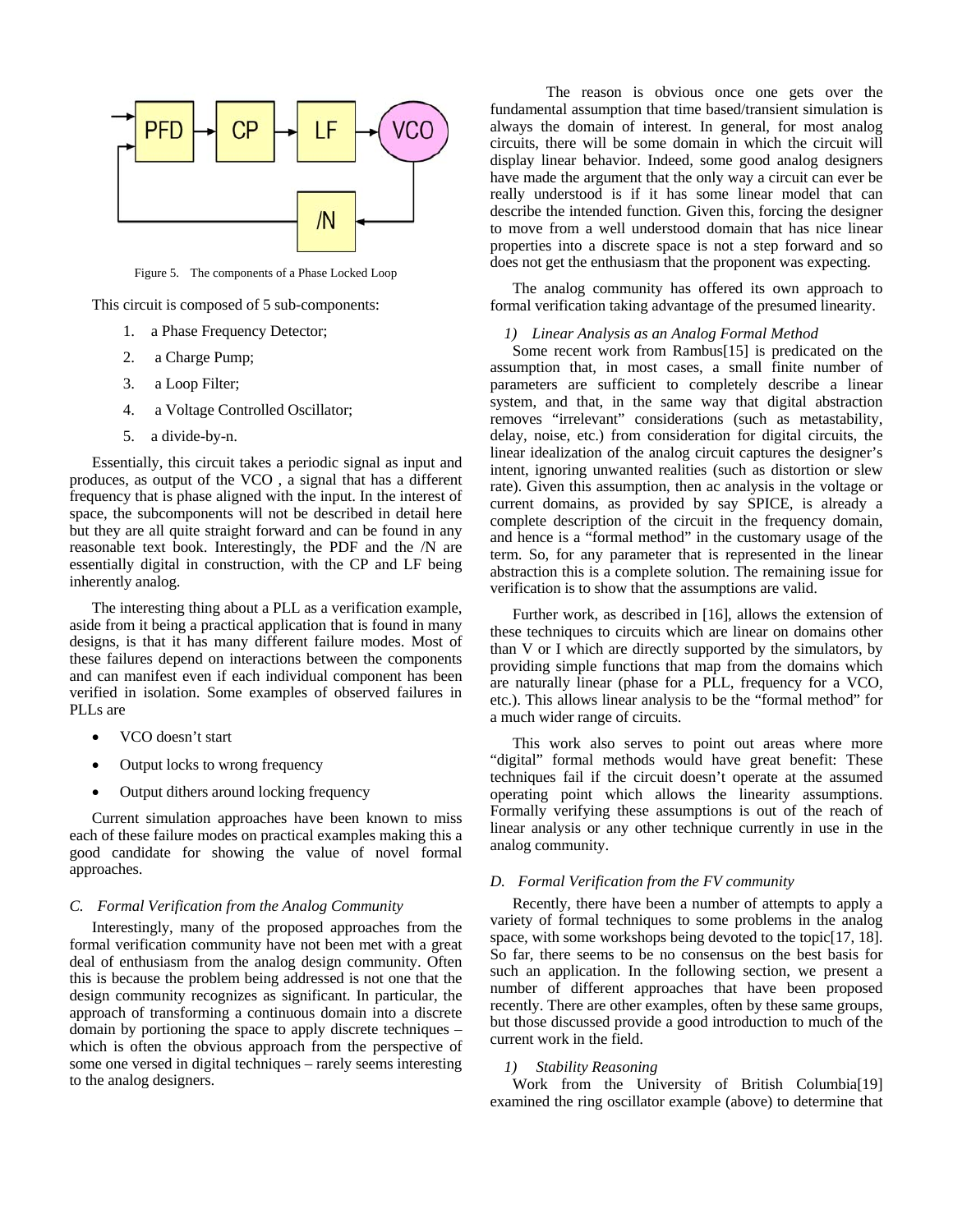Figure 5. The components of a Phase Locked Loop

This circuit is composed of 5 sub-components:

1. a Phase Frequency Detector;
2. a Charge Pump;
3. a Loop Filter;
4. a Voltage Controlled Oscillator;
5. a divide-by-n.

Essentially, this circuit takes a periodic signal as input and produces, as output of the VCO , a signal that has a different frequency that is phase aligned with the input. In the interest of space, the subcomponents will not be described in detail here but they are all quite straight forward and can be found in any reasonable text book. Interestingly, the PDF and the /N are essentially digital in construction, with the CP and LF being inherently analog.

The interesting thing about a PLL as a verification example, aside from it being a practical application that is found in many designs, is that it has many different failure modes. Most of these failures depend on interactions between the components and can manifest even if each individual component has been verified in isolation. Some examples of observed failures in PLLs are

- VCO doesn't start
- Output locks to wrong frequency
- Output dithers around locking frequency

Current simulation approaches have been known to miss each of these failure modes on practical examples making this a good candidate for showing the value of novel formal approaches.

### C. Formal Verification from the Analog Community

Interestingly, many of the proposed approaches from the formal verification community have not been met with a great deal of enthusiasm from the analog design community. Often this is because the problem being addressed is not one that the design community recognizes as significant. In particular, the approach of transforming a continuous domain into a discrete domain by portioning the space to apply discrete techniques – which is often the obvious approach from the perspective of some one versed in digital techniques – rarely seems interesting to the analog designers.

The reason is obvious once one gets over the fundamental assumption that time based/transient simulation is always the domain of interest. In general, for most analog circuits, there will be some domain in which the circuit will display linear behavior. Indeed, some good analog designers have made the argument that the only way a circuit can ever be really understood is if it has some linear model that can describe the intended function. Given this, forcing the designer to move from a well understood domain that has nice linear properties into a discrete space is not a step forward and so does not get the enthusiasm that the proponent was expecting.

The analog community has offered its own approach to formal verification taking advantage of the presumed linearity.

#### *1) Linear Analysis as an Analog Formal Method*

Some recent work from Rambus[15] is predicated on the assumption that, in most cases, a small finite number of parameters are sufficient to completely describe a linear system, and that, in the same way that digital abstraction removes "irrelevant" considerations (such as metastability, delay, noise, etc.) from consideration for digital circuits, the linear idealization of the analog circuit captures the designer's intent, ignoring unwanted realities (such as distortion or slew rate). Given this assumption, then ac analysis in the voltage or current domains, as provided by say SPICE, is already a complete description of the circuit in the frequency domain, and hence is a "formal method" in the customary usage of the term. So, for any parameter that is represented in the linear abstraction this is a complete solution. The remaining issue for verification is to show that the assumptions are valid.

Further work, as described in [16], allows the extension of these techniques to circuits which are linear on domains other than V or I which are directly supported by the simulators, by providing simple functions that map from the domains which are naturally linear (phase for a PLL, frequency for a VCO, etc.). This allows linear analysis to be the "formal method" for a much wider range of circuits.

This work also serves to point out areas where more "digital" formal methods would have great benefit: These techniques fail if the circuit doesn't operate at the assumed operating point which allows the linearity assumptions. Formally verifying these assumptions is out of the reach of linear analysis or any other technique currently in use in the analog community.

### D. Formal Verification from the FV community

Recently, there have been a number of attempts to apply a variety of formal techniques to some problems in the analog space, with some workshops being devoted to the topic[17, 18]. So far, there seems to be no consensus on the best basis for such an application. In the following section, we present a number of different approaches that have been proposed recently. There are other examples, often by these same groups, but those discussed provide a good introduction to much of the current work in the field.

#### *1) Stability Reasoning*

Work from the University of British Columbia[19] examined the ring oscillator example (above) to determine that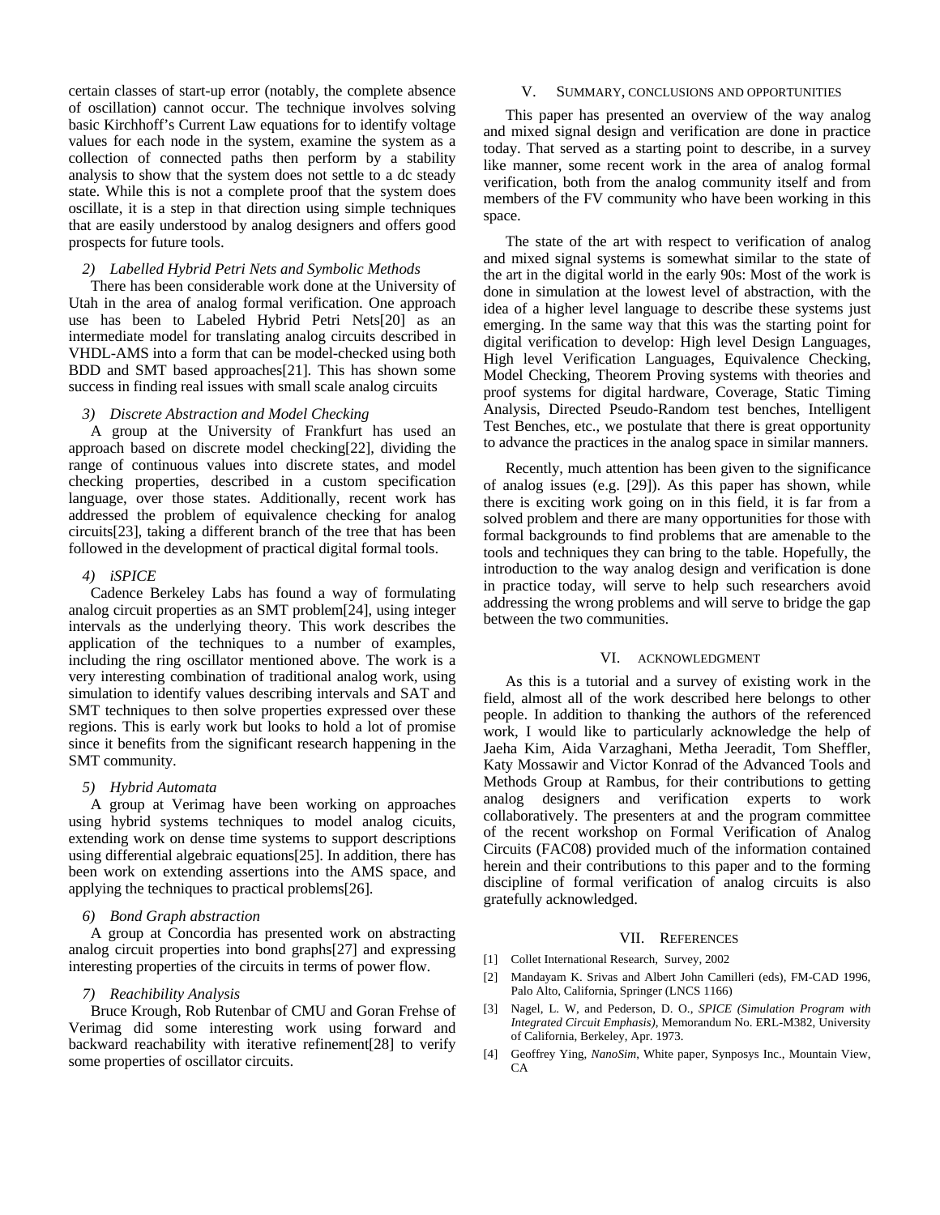certain classes of start-up error (notably, the complete absence of oscillation) cannot occur. The technique involves solving basic Kirchhoff's Current Law equations for to identify voltage values for each node in the system, examine the system as a collection of connected paths then perform by a stability analysis to show that the system does not settle to a dc steady state. While this is not a complete proof that the system does oscillate, it is a step in that direction using simple techniques that are easily understood by analog designers and offers good prospects for future tools.

#### 2) Labelled Hybrid Petri Nets and Symbolic Methods

There has been considerable work done at the University of Utah in the area of analog formal verification. One approach use has been to Labeled Hybrid Petri Nets[20] as an intermediate model for translating analog circuits described in VHDL-AMS into a form that can be model-checked using both BDD and SMT based approaches[21]. This has shown some success in finding real issues with small scale analog circuits

#### 3) Discrete Abstraction and Model Checking

A group at the University of Frankfurt has used an approach based on discrete model checking[22], dividing the range of continuous values into discrete states, and model checking properties, described in a custom specification language, over those states. Additionally, recent work has addressed the problem of equivalence checking for analog circuits[23], taking a different branch of the tree that has been followed in the development of practical digital formal tools.

#### 4) iSPICE

Cadence Berkeley Labs has found a way of formulating analog circuit properties as an SMT problem[24], using integer intervals as the underlying theory. This work describes the application of the techniques to a number of examples, including the ring oscillator mentioned above. The work is a very interesting combination of traditional analog work, using simulation to identify values describing intervals and SAT and SMT techniques to then solve properties expressed over these regions. This is early work but looks to hold a lot of promise since it benefits from the significant research happening in the SMT community.

#### 5) Hybrid Automata

A group at Verimag have been working on approaches using hybrid systems techniques to model analog cicuits, extending work on dense time systems to support descriptions using differential algebraic equations[25]. In addition, there has been work on extending assertions into the AMS space, and applying the techniques to practical problems[26].

#### 6) Bond Graph abstraction

A group at Concordia has presented work on abstracting analog circuit properties into bond graphs[27] and expressing interesting properties of the circuits in terms of power flow.

#### 7) Reachibility Analysis

Bruce Krough, Rob Rutenbar of CMU and Goran Frehse of Verimag did some interesting work using forward and backward reachability with iterative refinement[28] to verify some properties of oscillator circuits.

## V. Summary, conclusions and opportunities

This paper has presented an overview of the way analog and mixed signal design and verification are done in practice today. That served as a starting point to describe, in a survey like manner, some recent work in the area of analog formal verification, both from the analog community itself and from members of the FV community who have been working in this space.

The state of the art with respect to verification of analog and mixed signal systems is somewhat similar to the state of the art in the digital world in the early 90s: Most of the work is done in simulation at the lowest level of abstraction, with the idea of a higher level language to describe these systems just emerging. In the same way that this was the starting point for digital verification to develop: High level Design Languages, High level Verification Languages, Equivalence Checking, Model Checking, Theorem Proving systems with theories and proof systems for digital hardware, Coverage, Static Timing Analysis, Directed Pseudo-Random test benches, Intelligent Test Benches, etc., we postulate that there is great opportunity to advance the practices in the analog space in similar manners.

Recently, much attention has been given to the significance of analog issues (e.g. [29]). As this paper has shown, while there is exciting work going on in this field, it is far from a solved problem and there are many opportunities for those with formal backgrounds to find problems that are amenable to the tools and techniques they can bring to the table. Hopefully, the introduction to the way analog design and verification is done in practice today, will serve to help such researchers avoid addressing the wrong problems and will serve to bridge the gap between the two communities.

## VI. Acknowledgment

As this is a tutorial and a survey of existing work in the field, almost all of the work described here belongs to other people. In addition to thanking the authors of the referenced work, I would like to particularly acknowledge the help of Jaeha Kim, Aida Varzaghani, Metha Jeeradit, Tom Sheffler, Katy Mossawir and Victor Konrad of the Advanced Tools and Methods Group at Rambus, for their contributions to getting analog designers and verification experts to work collaboratively. The presenters at and the program committee of the recent workshop on Formal Verification of Analog Circuits (FAC08) provided much of the information contained herein and their contributions to this paper and to the forming discipline of formal verification of analog circuits is also gratefully acknowledged.

## VII. References

[1] Collet International Research, Survey, 2002

[2] Mandayam K. Srivas and Albert John Camilleri (eds), FM-CAD 1996, Palo Alto, California, Springer (LNCS 1166)

[3] Nagel, L. W, and Pederson, D. O., *SPICE (Simulation Program with Integrated Circuit Emphasis)*, Memorandum No. ERL-M382, University of California, Berkeley, Apr. 1973.

[4] Geoffrey Ying, *NanoSim*, White paper, Synposys Inc., Mountain View, CA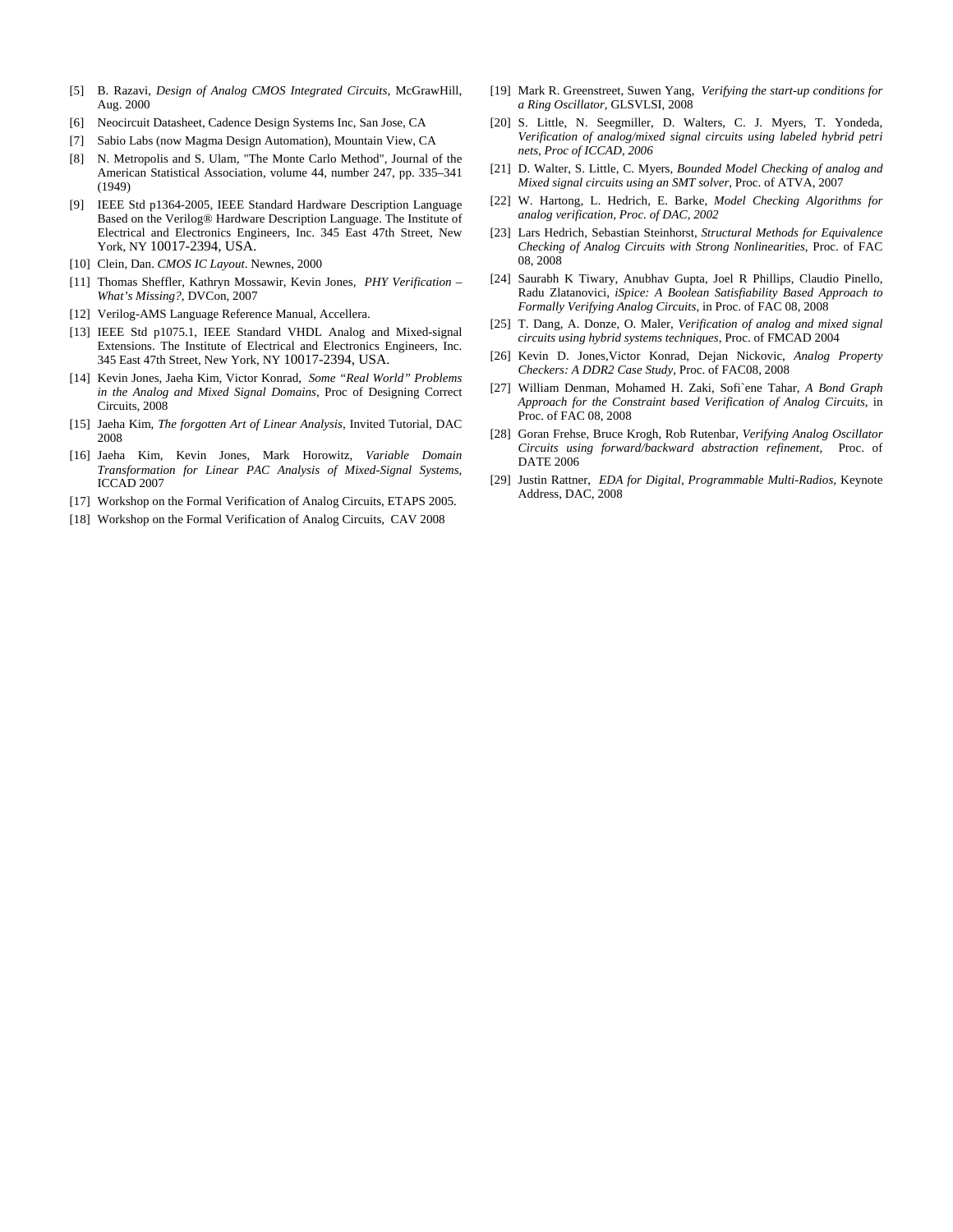[5] B. Razavi, *Design of Analog CMOS Integrated Circuits*, McGrawHill, Aug. 2000

[6] Neocircuit Datasheet, Cadence Design Systems Inc, San Jose, CA

[7] Sabio Labs (now Magma Design Automation), Mountain View, CA

[8] N. Metropolis and S. Ulam, "The Monte Carlo Method", Journal of the American Statistical Association, volume 44, number 247, pp. 335–341 (1949)

[9] IEEE Std p1364-2005, IEEE Standard Hardware Description Language Based on the Verilog® Hardware Description Language. The Institute of Electrical and Electronics Engineers, Inc. 345 East 47th Street, New York, NY 10017-2394, USA.

[10] Clein, Dan. *CMOS IC Layout*. Newnes, 2000

[11] Thomas Sheffler, Kathryn Mossawir, Kevin Jones, *PHY Verification – What's Missing?*, DVCon, 2007

[12] Verilog-AMS Language Reference Manual, Accellera.

[13] IEEE Std p1075.1, IEEE Standard VHDL Analog and Mixed-signal Extensions. The Institute of Electrical and Electronics Engineers, Inc. 345 East 47th Street, New York, NY 10017-2394, USA.

[14] Kevin Jones, Jaeha Kim, Victor Konrad, *Some "Real World" Problems in the Analog and Mixed Signal Domains*, Proc of Designing Correct Circuits, 2008

[15] Jaeha Kim, *The forgotten Art of Linear Analysis*, Invited Tutorial, DAC 2008

[16] Jaeha Kim, Kevin Jones, Mark Horowitz, *Variable Domain Transformation for Linear PAC Analysis of Mixed-Signal Systems*, ICCAD 2007

[17] Workshop on the Formal Verification of Analog Circuits, ETAPS 2005.

[18] Workshop on the Formal Verification of Analog Circuits, CAV 2008

[19] Mark R. Greenstreet, Suwen Yang, *Verifying the start-up conditions for a Ring Oscillator*, GLSVLSI, 2008

[20] S. Little, N. Seegmiller, D. Walters, C. J. Myers, T. Yondeda, *Verification of analog/mixed signal circuits using labeled hybrid petri nets, Proc of ICCAD, 2006*

[21] D. Walter, S. Little, C. Myers, *Bounded Model Checking of analog and Mixed signal circuits using an SMT solver*, Proc. of ATVA, 2007

[22] W. Hartong, L. Hedrich, E. Barke, *Model Checking Algorithms for analog verification, Proc. of DAC, 2002*

[23] Lars Hedrich, Sebastian Steinhorst, *Structural Methods for Equivalence Checking of Analog Circuits with Strong Nonlinearities*, Proc. of FAC 08, 2008

[24] Saurabh K Tiwary, Anubhav Gupta, Joel R Phillips, Claudio Pinello, Radu Zlatanovici, *iSpice: A Boolean Satisfiability Based Approach to Formally Verifying Analog Circuits*, in Proc. of FAC 08, 2008

[25] T. Dang, A. Donze, O. Maler, *Verification of analog and mixed signal circuits using hybrid systems techniques*, Proc. of FMCAD 2004

[26] Kevin D. Jones,Victor Konrad, Dejan Nickovic, *Analog Property Checkers: A DDR2 Case Study*, Proc. of FAC08, 2008

[27] William Denman, Mohamed H. Zaki, Sofi`ene Tahar, *A Bond Graph Approach for the Constraint based Verification of Analog Circuits*, in Proc. of FAC 08, 2008

[28] Goran Frehse, Bruce Krogh, Rob Rutenbar, *Verifying Analog Oscillator Circuits using forward/backward abstraction refinement*, Proc. of DATE 2006

[29] Justin Rattner, *EDA for Digital, Programmable Multi-Radios*, Keynote Address, DAC, 2008